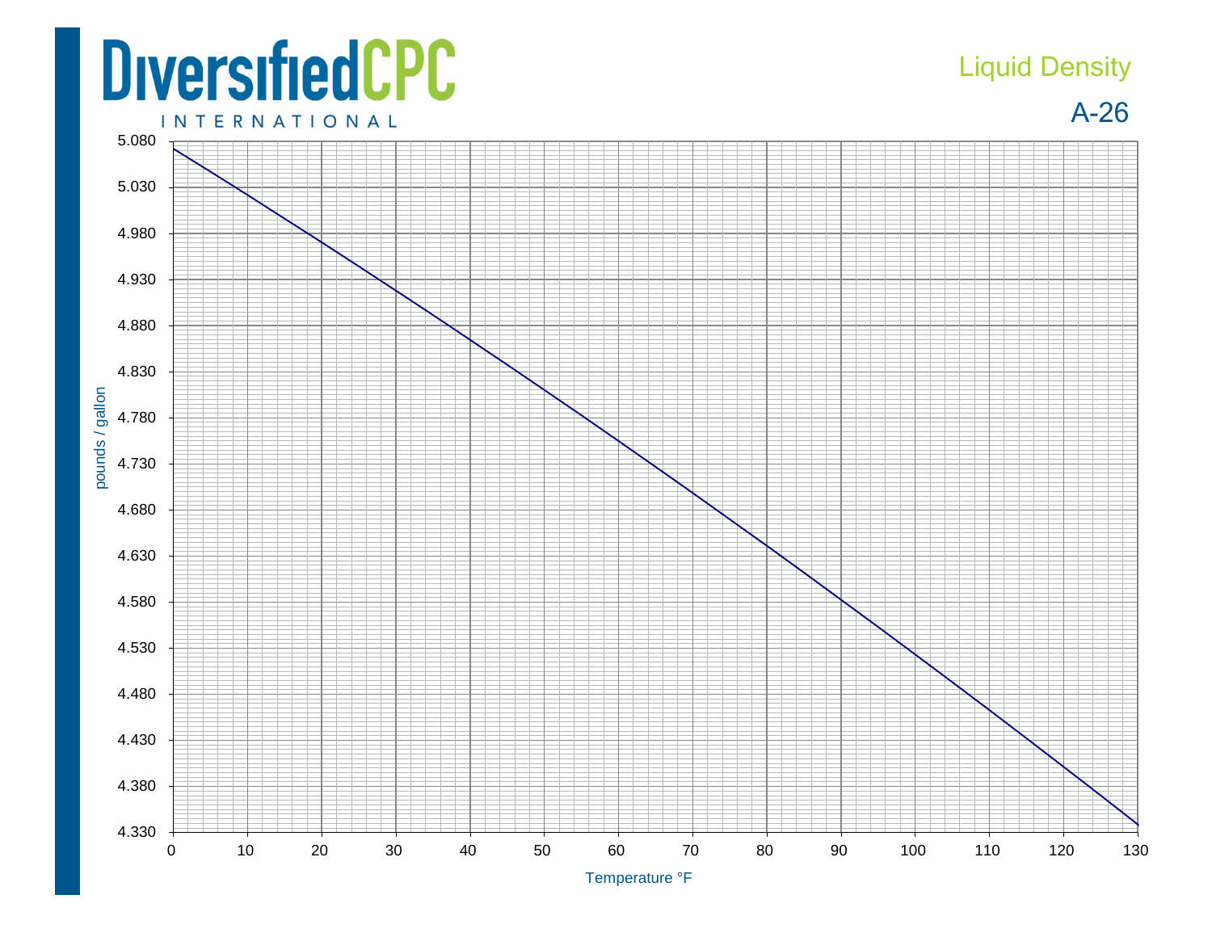# Liquid Density

## A-26

DiversifiedCPC INTERNATIONAL

pounds / gallon

5.080
5.030
4.980
4.930
4.880
4.830
4.780
4.730
4.680
4.630
4.580
4.530
4.480
4.430
4.380
4.330

0 10 20 30 40 50 60 70 80 90 100 110 120 130

Temperature °F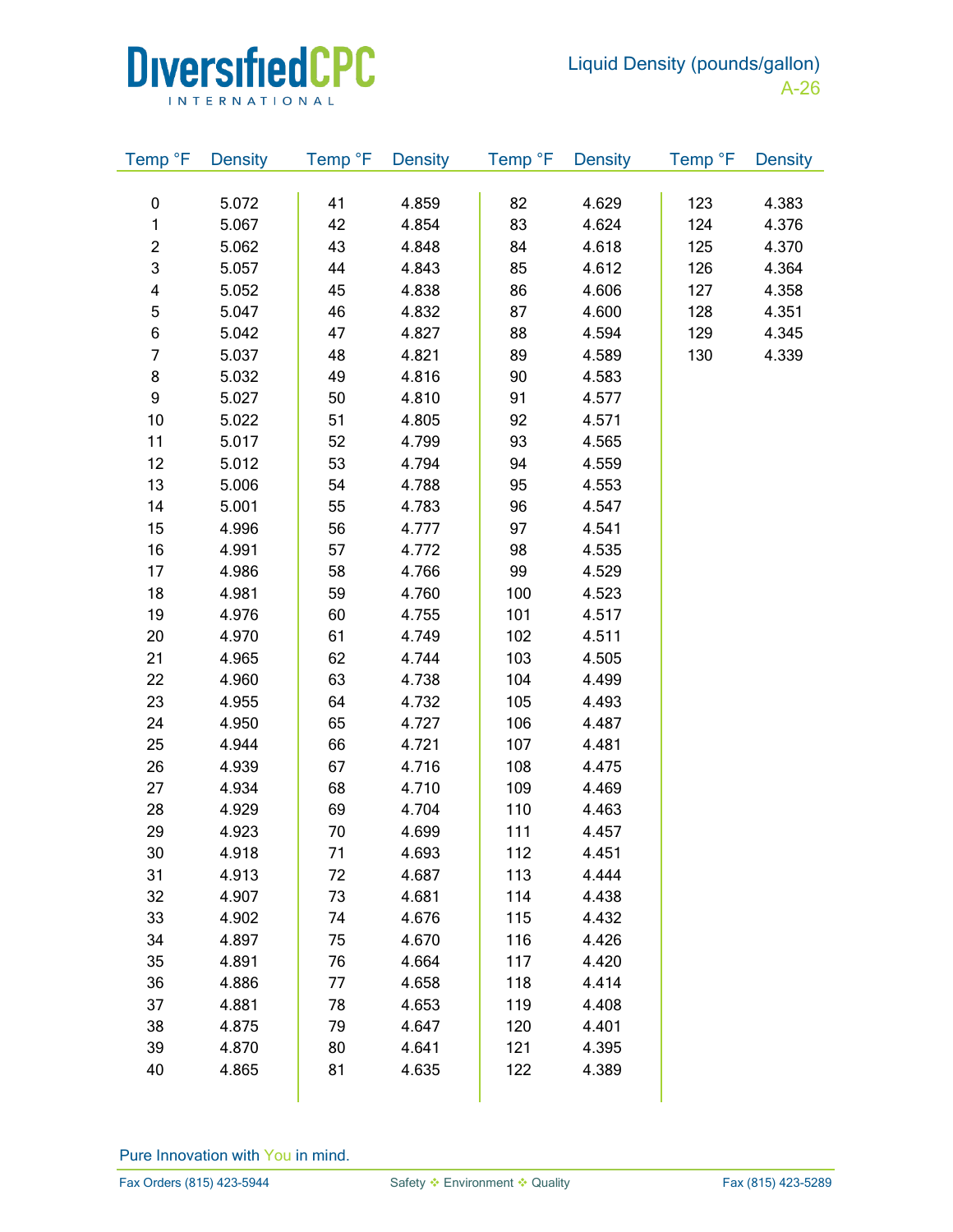# Liquid Density (pounds/gallon)

A-26

| Temp °F | Density | Temp °F | Density | Temp °F | Density | Temp °F | Density |
|---|---|---|---|---|---|---|---|
| 0 | 5.072 | 41 | 4.859 | 82 | 4.629 | 123 | 4.383 |
| 1 | 5.067 | 42 | 4.854 | 83 | 4.624 | 124 | 4.376 |
| 2 | 5.062 | 43 | 4.848 | 84 | 4.618 | 125 | 4.370 |
| 3 | 5.057 | 44 | 4.843 | 85 | 4.612 | 126 | 4.364 |
| 4 | 5.052 | 45 | 4.838 | 86 | 4.606 | 127 | 4.358 |
| 5 | 5.047 | 46 | 4.832 | 87 | 4.600 | 128 | 4.351 |
| 6 | 5.042 | 47 | 4.827 | 88 | 4.594 | 129 | 4.345 |
| 7 | 5.037 | 48 | 4.821 | 89 | 4.589 | 130 | 4.339 |
| 8 | 5.032 | 49 | 4.816 | 90 | 4.583 | | |
| 9 | 5.027 | 50 | 4.810 | 91 | 4.577 | | |
| 10 | 5.022 | 51 | 4.805 | 92 | 4.571 | | |
| 11 | 5.017 | 52 | 4.799 | 93 | 4.565 | | |
| 12 | 5.012 | 53 | 4.794 | 94 | 4.559 | | |
| 13 | 5.006 | 54 | 4.788 | 95 | 4.553 | | |
| 14 | 5.001 | 55 | 4.783 | 96 | 4.547 | | |
| 15 | 4.996 | 56 | 4.777 | 97 | 4.541 | | |
| 16 | 4.991 | 57 | 4.772 | 98 | 4.535 | | |
| 17 | 4.986 | 58 | 4.766 | 99 | 4.529 | | |
| 18 | 4.981 | 59 | 4.760 | 100 | 4.523 | | |
| 19 | 4.976 | 60 | 4.755 | 101 | 4.517 | | |
| 20 | 4.970 | 61 | 4.749 | 102 | 4.511 | | |
| 21 | 4.965 | 62 | 4.744 | 103 | 4.505 | | |
| 22 | 4.960 | 63 | 4.738 | 104 | 4.499 | | |
| 23 | 4.955 | 64 | 4.732 | 105 | 4.493 | | |
| 24 | 4.950 | 65 | 4.727 | 106 | 4.487 | | |
| 25 | 4.944 | 66 | 4.721 | 107 | 4.481 | | |
| 26 | 4.939 | 67 | 4.716 | 108 | 4.475 | | |
| 27 | 4.934 | 68 | 4.710 | 109 | 4.469 | | |
| 28 | 4.929 | 69 | 4.704 | 110 | 4.463 | | |
| 29 | 4.923 | 70 | 4.699 | 111 | 4.457 | | |
| 30 | 4.918 | 71 | 4.693 | 112 | 4.451 | | |
| 31 | 4.913 | 72 | 4.687 | 113 | 4.444 | | |
| 32 | 4.907 | 73 | 4.681 | 114 | 4.438 | | |
| 33 | 4.902 | 74 | 4.676 | 115 | 4.432 | | |
| 34 | 4.897 | 75 | 4.670 | 116 | 4.426 | | |
| 35 | 4.891 | 76 | 4.664 | 117 | 4.420 | | |
| 36 | 4.886 | 77 | 4.658 | 118 | 4.414 | | |
| 37 | 4.881 | 78 | 4.653 | 119 | 4.408 | | |
| 38 | 4.875 | 79 | 4.647 | 120 | 4.401 | | |
| 39 | 4.870 | 80 | 4.641 | 121 | 4.395 | | |
| 40 | 4.865 | 81 | 4.635 | 122 | 4.389 | | |

Pure Innovation with You in mind.

Fax Orders (815) 423-5944 | Safety ❖ Environment ❖ Quality | Fax (815) 423-5289